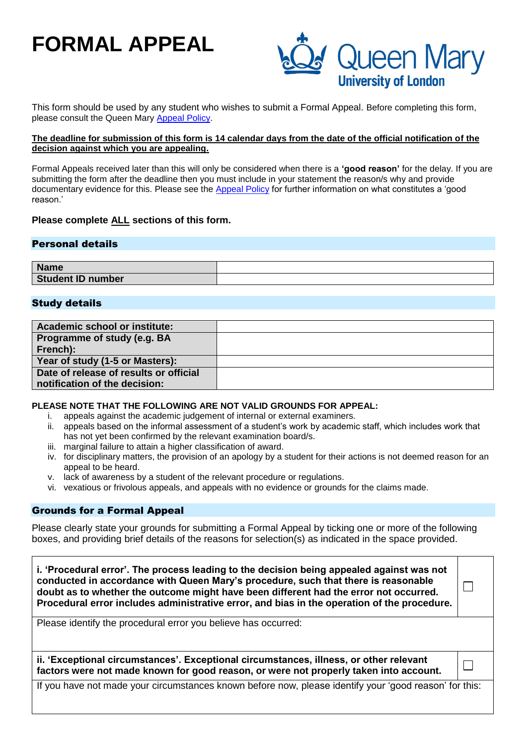# FORMAL APPEAL

Queen Mary University of London

This form should be used by any student who wishes to submit a Formal Appeal. Before completing this form, please consult the Queen Mary Appeal Policy.

**The deadline for submission of this form is 14 calendar days from the date of the official notification of the decision against which you are appealing.**

Formal Appeals received later than this will only be considered when there is a **'good reason'** for the delay. If you are submitting the form after the deadline then you must include in your statement the reason/s why and provide documentary evidence for this. Please see the Appeal Policy for further information on what constitutes a 'good reason.'

**Please complete ALL sections of this form.**

## Personal details

| | |
|---|---|
| **Name** | |
| **Student ID number** | |

## Study details

| | |
|---|---|
| **Academic school or institute:** | |
| **Programme of study (e.g. BA French):** | |
| **Year of study (1-5 or Masters):** | |
| **Date of release of results or official notification of the decision:** | |

**PLEASE NOTE THAT THE FOLLOWING ARE NOT VALID GROUNDS FOR APPEAL:**

i. appeals against the academic judgement of internal or external examiners.
ii. appeals based on the informal assessment of a student's work by academic staff, which includes work that has not yet been confirmed by the relevant examination board/s.
iii. marginal failure to attain a higher classification of award.
iv. for disciplinary matters, the provision of an apology by a student for their actions is not deemed reason for an appeal to be heard.
v. lack of awareness by a student of the relevant procedure or regulations.
vi. vexatious or frivolous appeals, and appeals with no evidence or grounds for the claims made.

## Grounds for a Formal Appeal

Please clearly state your grounds for submitting a Formal Appeal by ticking one or more of the following boxes, and providing brief details of the reasons for selection(s) as indicated in the space provided.

| | |
|---|---|
| **i. 'Procedural error'. The process leading to the decision being appealed against was not conducted in accordance with Queen Mary's procedure, such that there is reasonable doubt as to whether the outcome might have been different had the error not occurred. Procedural error includes administrative error, and bias in the operation of the procedure.** | ☐ |
| Please identify the procedural error you believe has occurred: | |
| **ii. 'Exceptional circumstances'. Exceptional circumstances, illness, or other relevant factors were not made known for good reason, or were not properly taken into account.** | ☐ |
| If you have not made your circumstances known before now, please identify your 'good reason' for this: | |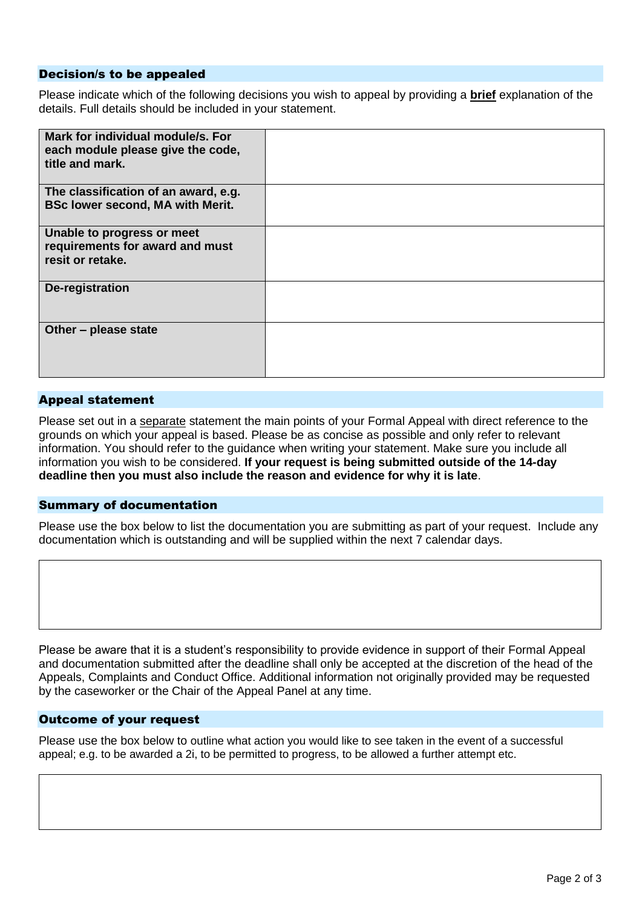## Decision/s to be appealed

Please indicate which of the following decisions you wish to appeal by providing a **brief** explanation of the details. Full details should be included in your statement.

| | |
|---|---|
| **Mark for individual module/s. For each module please give the code, title and mark.** | |
| **The classification of an award, e.g. BSc lower second, MA with Merit.** | |
| **Unable to progress or meet requirements for award and must resit or retake.** | |
| **De-registration** | |
| **Other – please state** | |

## Appeal statement

Please set out in a separate statement the main points of your Formal Appeal with direct reference to the grounds on which your appeal is based. Please be as concise as possible and only refer to relevant information. You should refer to the guidance when writing your statement. Make sure you include all information you wish to be considered. **If your request is being submitted outside of the 14-day deadline then you must also include the reason and evidence for why it is late**.

## Summary of documentation

Please use the box below to list the documentation you are submitting as part of your request. Include any documentation which is outstanding and will be supplied within the next 7 calendar days.

Please be aware that it is a student's responsibility to provide evidence in support of their Formal Appeal and documentation submitted after the deadline shall only be accepted at the discretion of the head of the Appeals, Complaints and Conduct Office. Additional information not originally provided may be requested by the caseworker or the Chair of the Appeal Panel at any time.

## Outcome of your request

Please use the box below to outline what action you would like to see taken in the event of a successful appeal; e.g. to be awarded a 2i, to be permitted to progress, to be allowed a further attempt etc.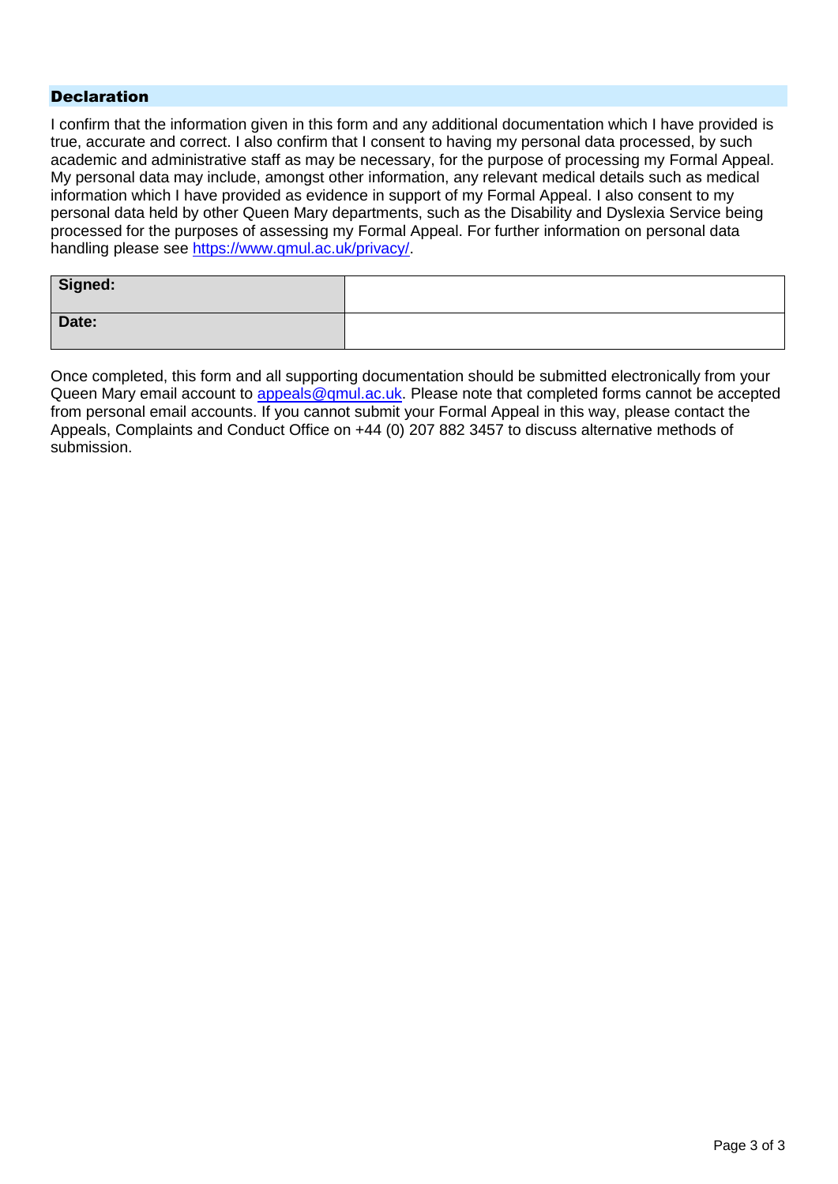## Declaration

I confirm that the information given in this form and any additional documentation which I have provided is true, accurate and correct. I also confirm that I consent to having my personal data processed, by such academic and administrative staff as may be necessary, for the purpose of processing my Formal Appeal. My personal data may include, amongst other information, any relevant medical details such as medical information which I have provided as evidence in support of my Formal Appeal. I also consent to my personal data held by other Queen Mary departments, such as the Disability and Dyslexia Service being processed for the purposes of assessing my Formal Appeal. For further information on personal data handling please see https://www.qmul.ac.uk/privacy/.

| | |
|---|---|
| **Signed:** | |
| **Date:** | |

Once completed, this form and all supporting documentation should be submitted electronically from your Queen Mary email account to appeals@qmul.ac.uk. Please note that completed forms cannot be accepted from personal email accounts. If you cannot submit your Formal Appeal in this way, please contact the Appeals, Complaints and Conduct Office on +44 (0) 207 882 3457 to discuss alternative methods of submission.